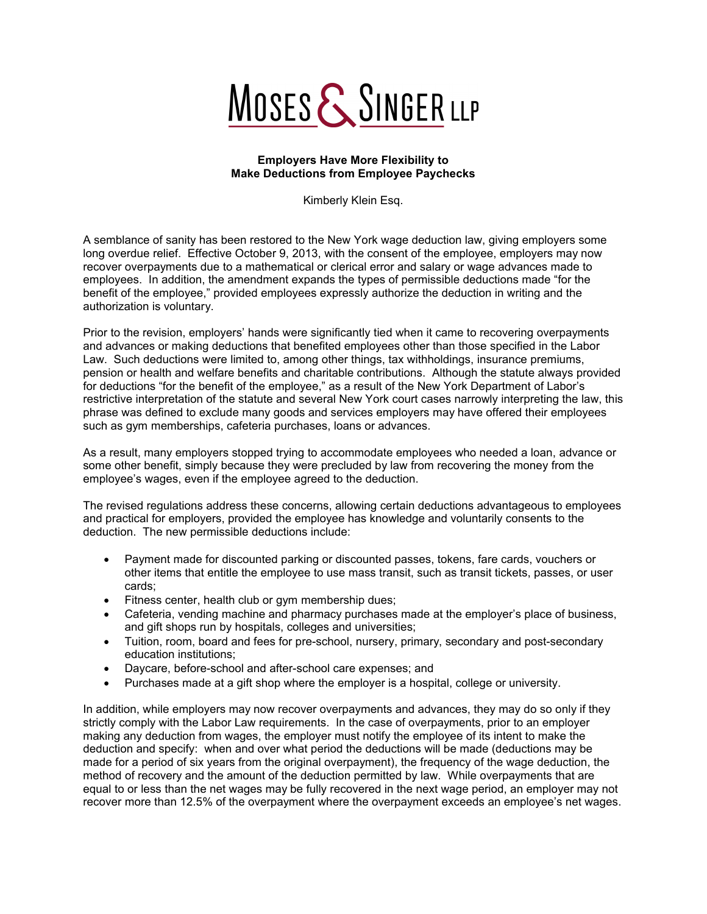MOSES & SINGER LLP

**Employers Have More Flexibility to Make Deductions from Employee Paychecks**

Kimberly Klein Esq.

A semblance of sanity has been restored to the New York wage deduction law, giving employers some long overdue relief. Effective October 9, 2013, with the consent of the employee, employers may now recover overpayments due to a mathematical or clerical error and salary or wage advances made to employees. In addition, the amendment expands the types of permissible deductions made "for the benefit of the employee," provided employees expressly authorize the deduction in writing and the authorization is voluntary.

Prior to the revision, employers' hands were significantly tied when it came to recovering overpayments and advances or making deductions that benefited employees other than those specified in the Labor Law. Such deductions were limited to, among other things, tax withholdings, insurance premiums, pension or health and welfare benefits and charitable contributions. Although the statute always provided for deductions "for the benefit of the employee," as a result of the New York Department of Labor's restrictive interpretation of the statute and several New York court cases narrowly interpreting the law, this phrase was defined to exclude many goods and services employers may have offered their employees such as gym memberships, cafeteria purchases, loans or advances.

As a result, many employers stopped trying to accommodate employees who needed a loan, advance or some other benefit, simply because they were precluded by law from recovering the money from the employee's wages, even if the employee agreed to the deduction.

The revised regulations address these concerns, allowing certain deductions advantageous to employees and practical for employers, provided the employee has knowledge and voluntarily consents to the deduction. The new permissible deductions include:

- Payment made for discounted parking or discounted passes, tokens, fare cards, vouchers or other items that entitle the employee to use mass transit, such as transit tickets, passes, or user cards;
- Fitness center, health club or gym membership dues;
- Cafeteria, vending machine and pharmacy purchases made at the employer's place of business, and gift shops run by hospitals, colleges and universities;
- Tuition, room, board and fees for pre-school, nursery, primary, secondary and post-secondary education institutions;
- Daycare, before-school and after-school care expenses; and
- Purchases made at a gift shop where the employer is a hospital, college or university.

In addition, while employers may now recover overpayments and advances, they may do so only if they strictly comply with the Labor Law requirements. In the case of overpayments, prior to an employer making any deduction from wages, the employer must notify the employee of its intent to make the deduction and specify: when and over what period the deductions will be made (deductions may be made for a period of six years from the original overpayment), the frequency of the wage deduction, the method of recovery and the amount of the deduction permitted by law. While overpayments that are equal to or less than the net wages may be fully recovered in the next wage period, an employer may not recover more than 12.5% of the overpayment where the overpayment exceeds an employee's net wages.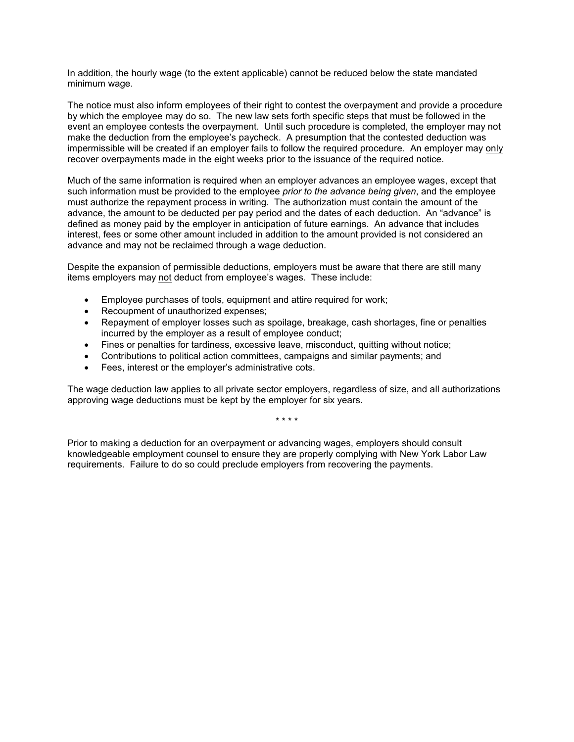In addition, the hourly wage (to the extent applicable) cannot be reduced below the state mandated minimum wage.

The notice must also inform employees of their right to contest the overpayment and provide a procedure by which the employee may do so. The new law sets forth specific steps that must be followed in the event an employee contests the overpayment. Until such procedure is completed, the employer may not make the deduction from the employee's paycheck. A presumption that the contested deduction was impermissible will be created if an employer fails to follow the required procedure. An employer may <u>only</u> recover overpayments made in the eight weeks prior to the issuance of the required notice.

Much of the same information is required when an employer advances an employee wages, except that such information must be provided to the employee *prior to the advance being given*, and the employee must authorize the repayment process in writing. The authorization must contain the amount of the advance, the amount to be deducted per pay period and the dates of each deduction. An "advance" is defined as money paid by the employer in anticipation of future earnings. An advance that includes interest, fees or some other amount included in addition to the amount provided is not considered an advance and may not be reclaimed through a wage deduction.

Despite the expansion of permissible deductions, employers must be aware that there are still many items employers may <u>not</u> deduct from employee's wages. These include:

- Employee purchases of tools, equipment and attire required for work;
- Recoupment of unauthorized expenses;
- Repayment of employer losses such as spoilage, breakage, cash shortages, fine or penalties incurred by the employer as a result of employee conduct;
- Fines or penalties for tardiness, excessive leave, misconduct, quitting without notice;
- Contributions to political action committees, campaigns and similar payments; and
- Fees, interest or the employer's administrative cots.

The wage deduction law applies to all private sector employers, regardless of size, and all authorizations approving wage deductions must be kept by the employer for six years.

\* \* \* \*

Prior to making a deduction for an overpayment or advancing wages, employers should consult knowledgeable employment counsel to ensure they are properly complying with New York Labor Law requirements. Failure to do so could preclude employers from recovering the payments.